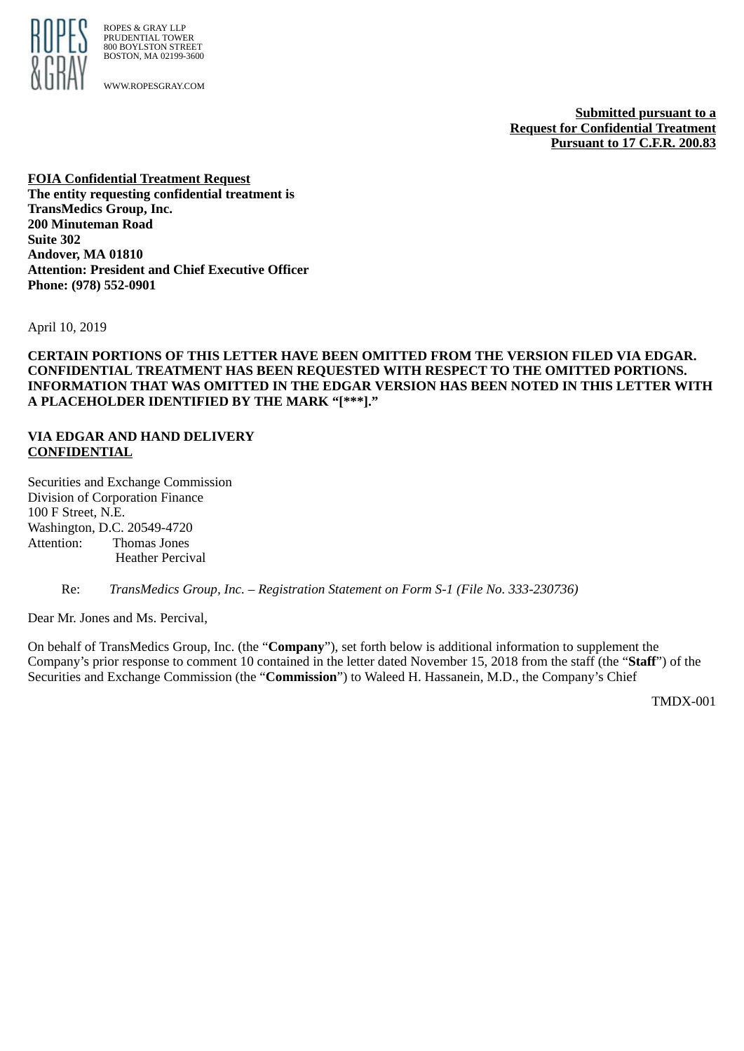ROPES & GRAY LLP
PRUDENTIAL TOWER
800 BOYLSTON STREET
BOSTON, MA 02199-3600

WWW.ROPESGRAY.COM

**Submitted pursuant to a**
**Request for Confidential Treatment**
**Pursuant to 17 C.F.R. 200.83**

**FOIA Confidential Treatment Request**
**The entity requesting confidential treatment is**
**TransMedics Group, Inc.**
**200 Minuteman Road**
**Suite 302**
**Andover, MA 01810**
**Attention: President and Chief Executive Officer**
**Phone: (978) 552-0901**

April 10, 2019

**CERTAIN PORTIONS OF THIS LETTER HAVE BEEN OMITTED FROM THE VERSION FILED VIA EDGAR. CONFIDENTIAL TREATMENT HAS BEEN REQUESTED WITH RESPECT TO THE OMITTED PORTIONS. INFORMATION THAT WAS OMITTED IN THE EDGAR VERSION HAS BEEN NOTED IN THIS LETTER WITH A PLACEHOLDER IDENTIFIED BY THE MARK "[***]."**

**VIA EDGAR AND HAND DELIVERY**
**CONFIDENTIAL**

Securities and Exchange Commission
Division of Corporation Finance
100 F Street, N.E.
Washington, D.C. 20549-4720
Attention: Thomas Jones
Heather Percival

Re: *TransMedics Group, Inc. – Registration Statement on Form S-1 (File No. 333-230736)*

Dear Mr. Jones and Ms. Percival,

On behalf of TransMedics Group, Inc. (the "**Company**"), set forth below is additional information to supplement the Company's prior response to comment 10 contained in the letter dated November 15, 2018 from the staff (the "**Staff**") of the Securities and Exchange Commission (the "**Commission**") to Waleed H. Hassanein, M.D., the Company's Chief

TMDX-001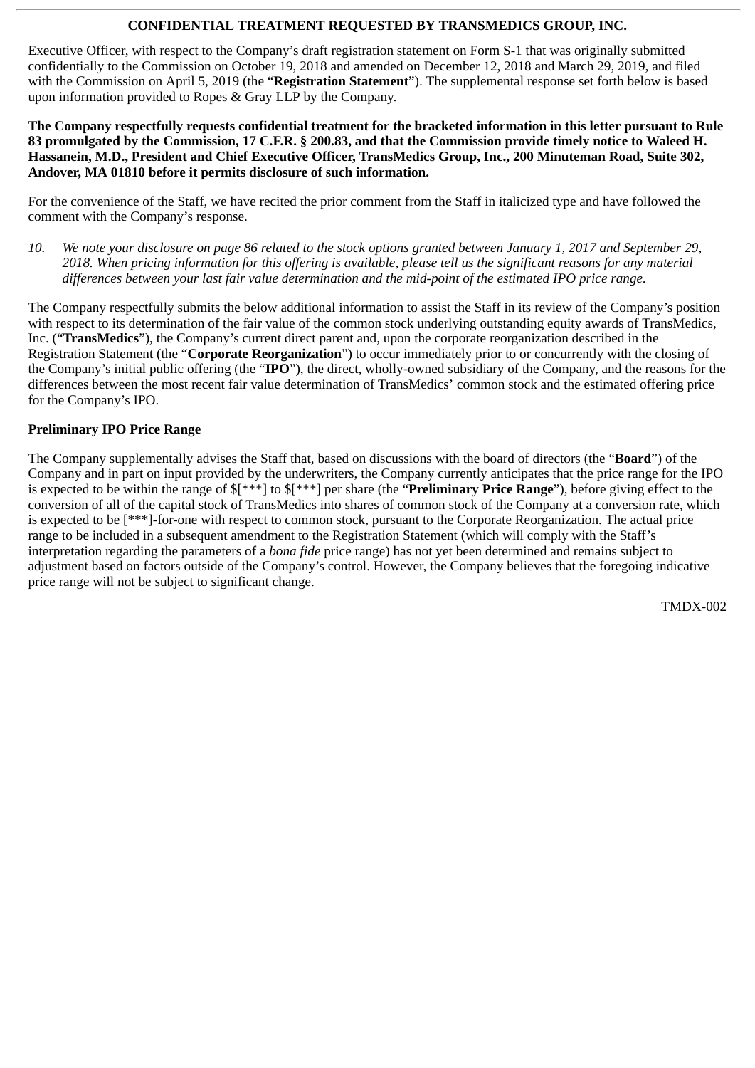Executive Officer, with respect to the Company's draft registration statement on Form S-1 that was originally submitted confidentially to the Commission on October 19, 2018 and amended on December 12, 2018 and March 29, 2019, and filed with the Commission on April 5, 2019 (the "**Registration Statement**"). The supplemental response set forth below is based upon information provided to Ropes & Gray LLP by the Company.

**The Company respectfully requests confidential treatment for the bracketed information in this letter pursuant to Rule 83 promulgated by the Commission, 17 C.F.R. § 200.83, and that the Commission provide timely notice to Waleed H. Hassanein, M.D., President and Chief Executive Officer, TransMedics Group, Inc., 200 Minuteman Road, Suite 302, Andover, MA 01810 before it permits disclosure of such information.**

For the convenience of the Staff, we have recited the prior comment from the Staff in italicized type and have followed the comment with the Company's response.

10. *We note your disclosure on page 86 related to the stock options granted between January 1, 2017 and September 29, 2018. When pricing information for this offering is available, please tell us the significant reasons for any material differences between your last fair value determination and the mid-point of the estimated IPO price range.*

The Company respectfully submits the below additional information to assist the Staff in its review of the Company's position with respect to its determination of the fair value of the common stock underlying outstanding equity awards of TransMedics, Inc. ("**TransMedics**"), the Company's current direct parent and, upon the corporate reorganization described in the Registration Statement (the "**Corporate Reorganization**") to occur immediately prior to or concurrently with the closing of the Company's initial public offering (the "**IPO**"), the direct, wholly-owned subsidiary of the Company, and the reasons for the differences between the most recent fair value determination of TransMedics' common stock and the estimated offering price for the Company's IPO.

**Preliminary IPO Price Range**

The Company supplementally advises the Staff that, based on discussions with the board of directors (the "**Board**") of the Company and in part on input provided by the underwriters, the Company currently anticipates that the price range for the IPO is expected to be within the range of $[***] to $[***] per share (the "**Preliminary Price Range**"), before giving effect to the conversion of all of the capital stock of TransMedics into shares of common stock of the Company at a conversion rate, which is expected to be [***]-for-one with respect to common stock, pursuant to the Corporate Reorganization. The actual price range to be included in a subsequent amendment to the Registration Statement (which will comply with the Staff's interpretation regarding the parameters of a *bona fide* price range) has not yet been determined and remains subject to adjustment based on factors outside of the Company's control. However, the Company believes that the foregoing indicative price range will not be subject to significant change.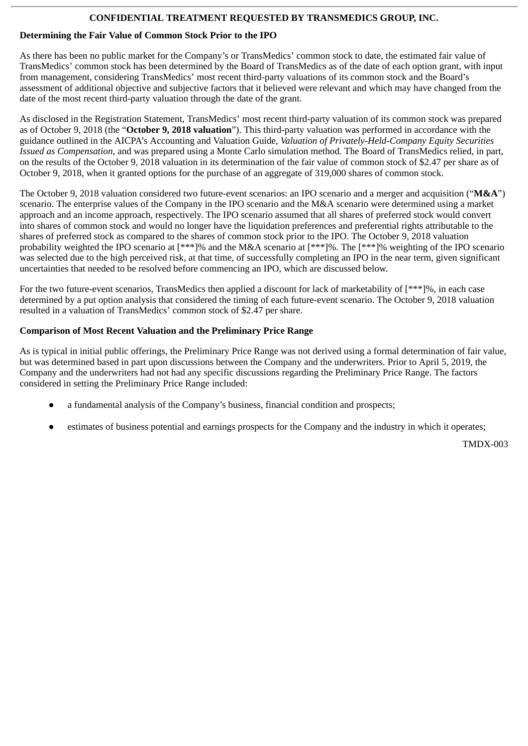**Determining the Fair Value of Common Stock Prior to the IPO**

As there has been no public market for the Company's or TransMedics' common stock to date, the estimated fair value of TransMedics' common stock has been determined by the Board of TransMedics as of the date of each option grant, with input from management, considering TransMedics' most recent third-party valuations of its common stock and the Board's assessment of additional objective and subjective factors that it believed were relevant and which may have changed from the date of the most recent third-party valuation through the date of the grant.

As disclosed in the Registration Statement, TransMedics' most recent third-party valuation of its common stock was prepared as of October 9, 2018 (the "**October 9, 2018 valuation**"). This third-party valuation was performed in accordance with the guidance outlined in the AICPA's Accounting and Valuation Guide, *Valuation of Privately-Held-Company Equity Securities Issued as Compensation*, and was prepared using a Monte Carlo simulation method. The Board of TransMedics relied, in part, on the results of the October 9, 2018 valuation in its determination of the fair value of common stock of $2.47 per share as of October 9, 2018, when it granted options for the purchase of an aggregate of 319,000 shares of common stock.

The October 9, 2018 valuation considered two future-event scenarios: an IPO scenario and a merger and acquisition ("**M&A**") scenario. The enterprise values of the Company in the IPO scenario and the M&A scenario were determined using a market approach and an income approach, respectively. The IPO scenario assumed that all shares of preferred stock would convert into shares of common stock and would no longer have the liquidation preferences and preferential rights attributable to the shares of preferred stock as compared to the shares of common stock prior to the IPO. The October 9, 2018 valuation probability weighted the IPO scenario at [***]% and the M&A scenario at [***]%. The [***]% weighting of the IPO scenario was selected due to the high perceived risk, at that time, of successfully completing an IPO in the near term, given significant uncertainties that needed to be resolved before commencing an IPO, which are discussed below.

For the two future-event scenarios, TransMedics then applied a discount for lack of marketability of [***]%, in each case determined by a put option analysis that considered the timing of each future-event scenario. The October 9, 2018 valuation resulted in a valuation of TransMedics' common stock of $2.47 per share.

**Comparison of Most Recent Valuation and the Preliminary Price Range**

As is typical in initial public offerings, the Preliminary Price Range was not derived using a formal determination of fair value, but was determined based in part upon discussions between the Company and the underwriters. Prior to April 5, 2019, the Company and the underwriters had not had any specific discussions regarding the Preliminary Price Range. The factors considered in setting the Preliminary Price Range included:

- a fundamental analysis of the Company's business, financial condition and prospects;
- estimates of business potential and earnings prospects for the Company and the industry in which it operates;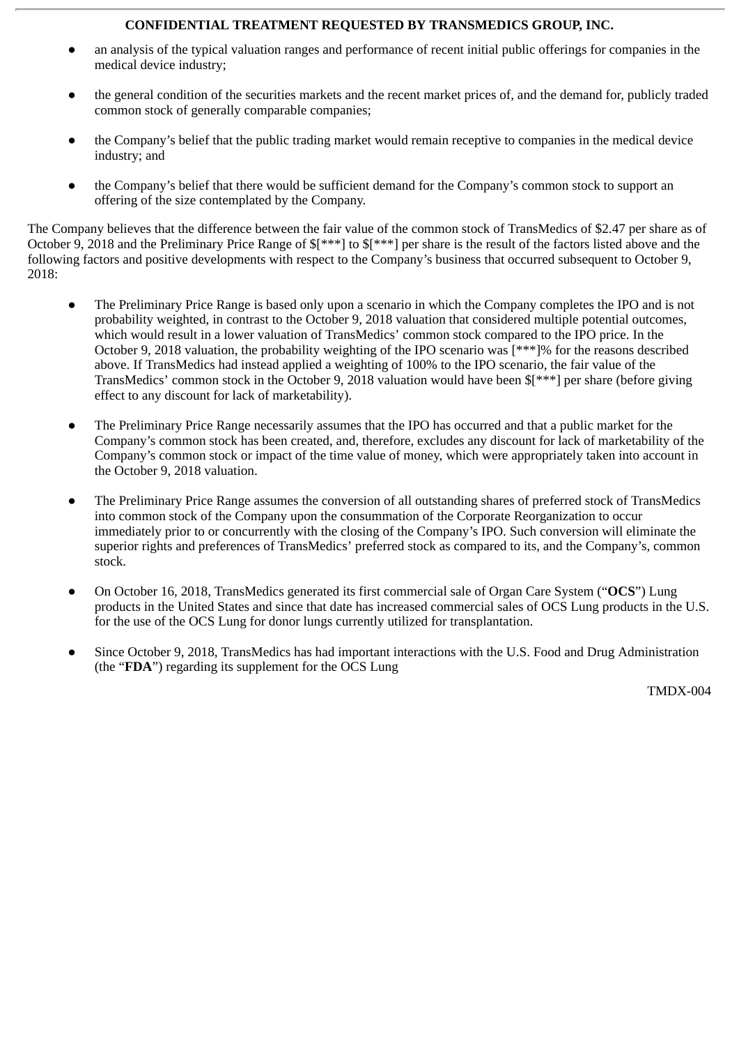- an analysis of the typical valuation ranges and performance of recent initial public offerings for companies in the medical device industry;

- the general condition of the securities markets and the recent market prices of, and the demand for, publicly traded common stock of generally comparable companies;

- the Company's belief that the public trading market would remain receptive to companies in the medical device industry; and

- the Company's belief that there would be sufficient demand for the Company's common stock to support an offering of the size contemplated by the Company.

The Company believes that the difference between the fair value of the common stock of TransMedics of $2.47 per share as of October 9, 2018 and the Preliminary Price Range of $[***] to $[***] per share is the result of the factors listed above and the following factors and positive developments with respect to the Company's business that occurred subsequent to October 9, 2018:

- The Preliminary Price Range is based only upon a scenario in which the Company completes the IPO and is not probability weighted, in contrast to the October 9, 2018 valuation that considered multiple potential outcomes, which would result in a lower valuation of TransMedics' common stock compared to the IPO price. In the October 9, 2018 valuation, the probability weighting of the IPO scenario was [***]% for the reasons described above. If TransMedics had instead applied a weighting of 100% to the IPO scenario, the fair value of the TransMedics' common stock in the October 9, 2018 valuation would have been $[***] per share (before giving effect to any discount for lack of marketability).

- The Preliminary Price Range necessarily assumes that the IPO has occurred and that a public market for the Company's common stock has been created, and, therefore, excludes any discount for lack of marketability of the Company's common stock or impact of the time value of money, which were appropriately taken into account in the October 9, 2018 valuation.

- The Preliminary Price Range assumes the conversion of all outstanding shares of preferred stock of TransMedics into common stock of the Company upon the consummation of the Corporate Reorganization to occur immediately prior to or concurrently with the closing of the Company's IPO. Such conversion will eliminate the superior rights and preferences of TransMedics' preferred stock as compared to its, and the Company's, common stock.

- On October 16, 2018, TransMedics generated its first commercial sale of Organ Care System ("**OCS**") Lung products in the United States and since that date has increased commercial sales of OCS Lung products in the U.S. for the use of the OCS Lung for donor lungs currently utilized for transplantation.

- Since October 9, 2018, TransMedics has had important interactions with the U.S. Food and Drug Administration (the "**FDA**") regarding its supplement for the OCS Lung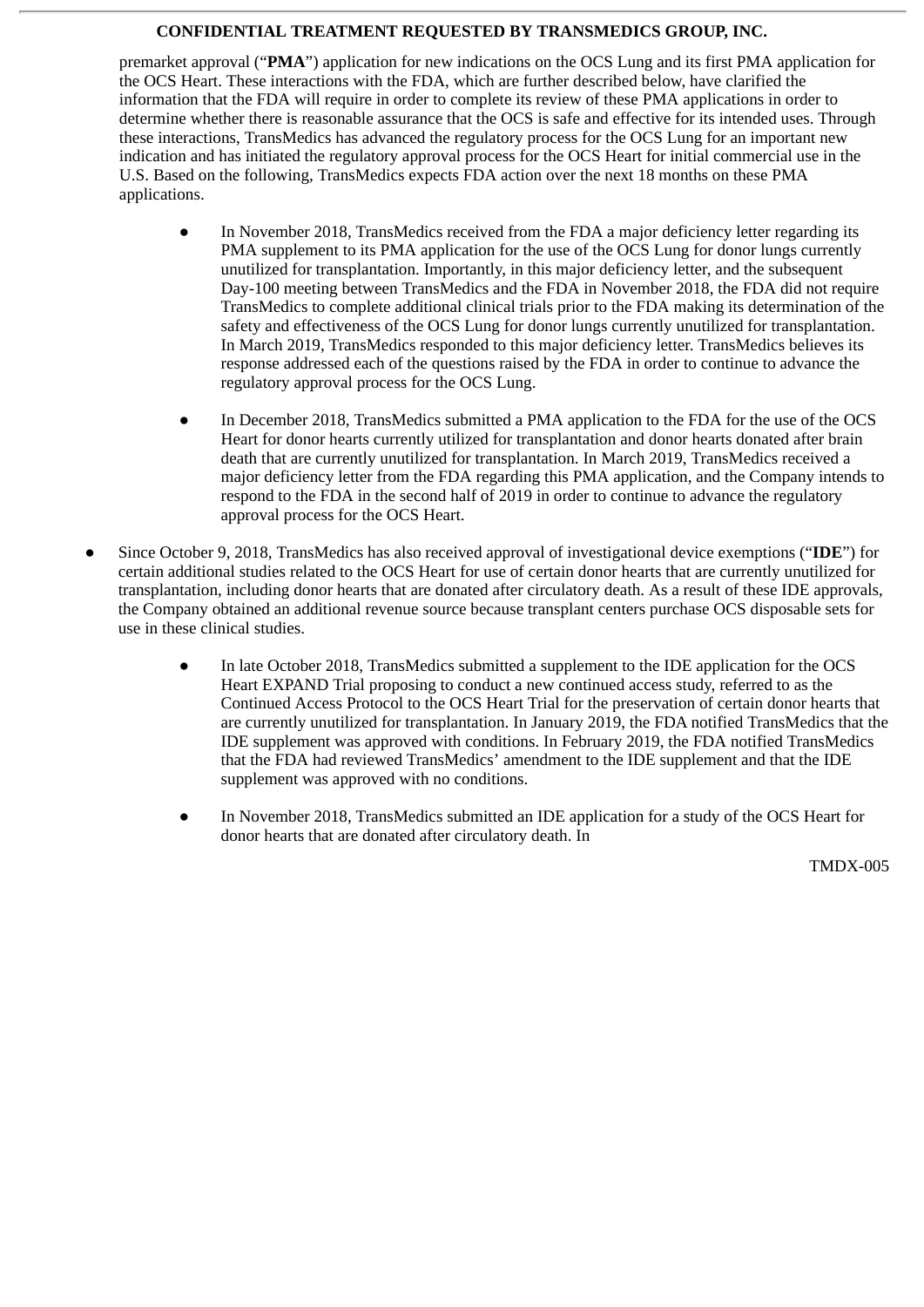premarket approval ("**PMA**") application for new indications on the OCS Lung and its first PMA application for the OCS Heart. These interactions with the FDA, which are further described below, have clarified the information that the FDA will require in order to complete its review of these PMA applications in order to determine whether there is reasonable assurance that the OCS is safe and effective for its intended uses. Through these interactions, TransMedics has advanced the regulatory process for the OCS Lung for an important new indication and has initiated the regulatory approval process for the OCS Heart for initial commercial use in the U.S. Based on the following, TransMedics expects FDA action over the next 18 months on these PMA applications.

  - In November 2018, TransMedics received from the FDA a major deficiency letter regarding its PMA supplement to its PMA application for the use of the OCS Lung for donor lungs currently unutilized for transplantation. Importantly, in this major deficiency letter, and the subsequent Day-100 meeting between TransMedics and the FDA in November 2018, the FDA did not require TransMedics to complete additional clinical trials prior to the FDA making its determination of the safety and effectiveness of the OCS Lung for donor lungs currently unutilized for transplantation. In March 2019, TransMedics responded to this major deficiency letter. TransMedics believes its response addressed each of the questions raised by the FDA in order to continue to advance the regulatory approval process for the OCS Lung.

  - In December 2018, TransMedics submitted a PMA application to the FDA for the use of the OCS Heart for donor hearts currently utilized for transplantation and donor hearts donated after brain death that are currently unutilized for transplantation. In March 2019, TransMedics received a major deficiency letter from the FDA regarding this PMA application, and the Company intends to respond to the FDA in the second half of 2019 in order to continue to advance the regulatory approval process for the OCS Heart.

- Since October 9, 2018, TransMedics has also received approval of investigational device exemptions ("**IDE**") for certain additional studies related to the OCS Heart for use of certain donor hearts that are currently unutilized for transplantation, including donor hearts that are donated after circulatory death. As a result of these IDE approvals, the Company obtained an additional revenue source because transplant centers purchase OCS disposable sets for use in these clinical studies.

  - In late October 2018, TransMedics submitted a supplement to the IDE application for the OCS Heart EXPAND Trial proposing to conduct a new continued access study, referred to as the Continued Access Protocol to the OCS Heart Trial for the preservation of certain donor hearts that are currently unutilized for transplantation. In January 2019, the FDA notified TransMedics that the IDE supplement was approved with conditions. In February 2019, the FDA notified TransMedics that the FDA had reviewed TransMedics' amendment to the IDE supplement and that the IDE supplement was approved with no conditions.

  - In November 2018, TransMedics submitted an IDE application for a study of the OCS Heart for donor hearts that are donated after circulatory death. In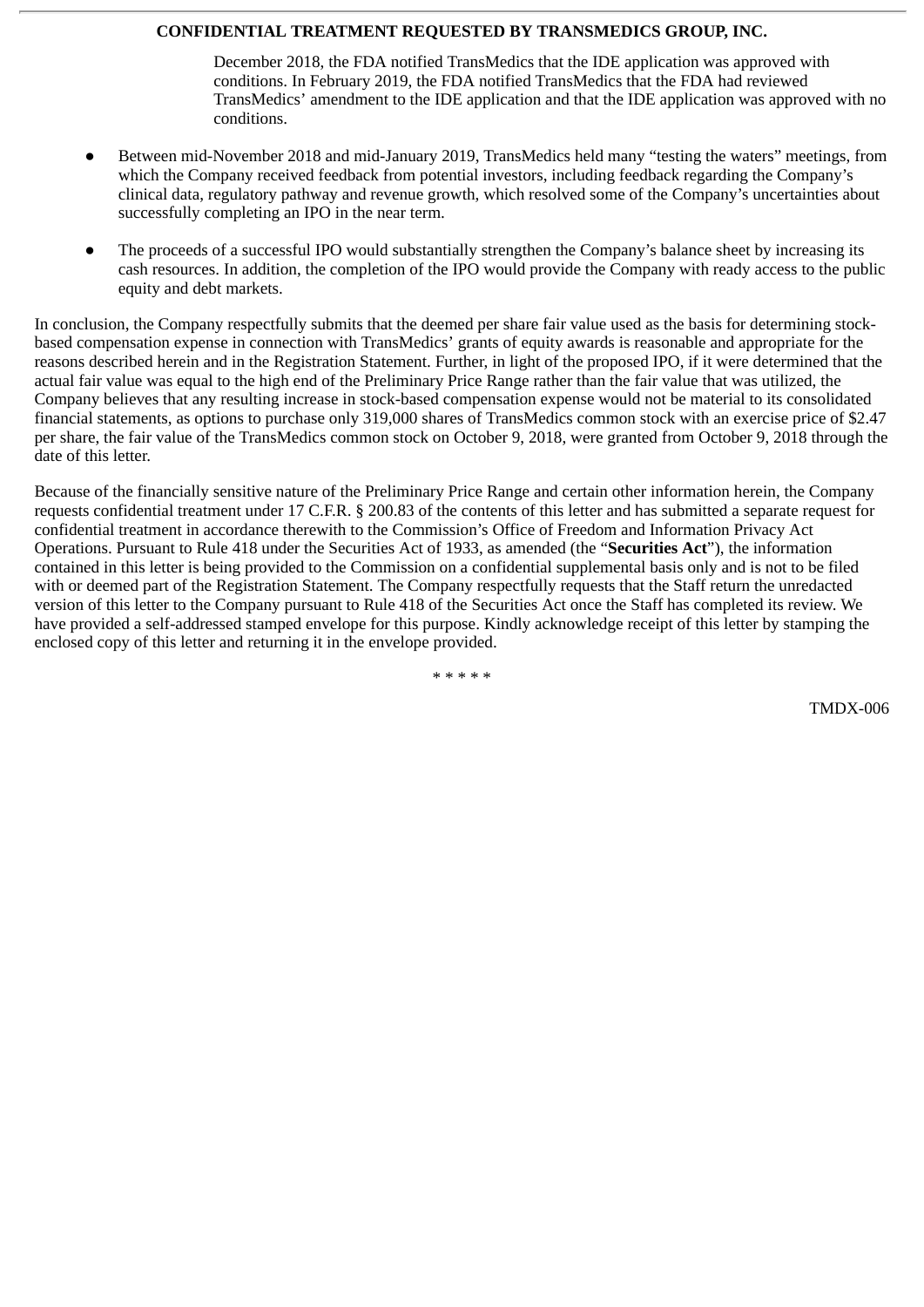December 2018, the FDA notified TransMedics that the IDE application was approved with conditions. In February 2019, the FDA notified TransMedics that the FDA had reviewed TransMedics' amendment to the IDE application and that the IDE application was approved with no conditions.

- Between mid-November 2018 and mid-January 2019, TransMedics held many "testing the waters" meetings, from which the Company received feedback from potential investors, including feedback regarding the Company's clinical data, regulatory pathway and revenue growth, which resolved some of the Company's uncertainties about successfully completing an IPO in the near term.

- The proceeds of a successful IPO would substantially strengthen the Company's balance sheet by increasing its cash resources. In addition, the completion of the IPO would provide the Company with ready access to the public equity and debt markets.

In conclusion, the Company respectfully submits that the deemed per share fair value used as the basis for determining stock-based compensation expense in connection with TransMedics' grants of equity awards is reasonable and appropriate for the reasons described herein and in the Registration Statement. Further, in light of the proposed IPO, if it were determined that the actual fair value was equal to the high end of the Preliminary Price Range rather than the fair value that was utilized, the Company believes that any resulting increase in stock-based compensation expense would not be material to its consolidated financial statements, as options to purchase only 319,000 shares of TransMedics common stock with an exercise price of $2.47 per share, the fair value of the TransMedics common stock on October 9, 2018, were granted from October 9, 2018 through the date of this letter.

Because of the financially sensitive nature of the Preliminary Price Range and certain other information herein, the Company requests confidential treatment under 17 C.F.R. § 200.83 of the contents of this letter and has submitted a separate request for confidential treatment in accordance therewith to the Commission's Office of Freedom and Information Privacy Act Operations. Pursuant to Rule 418 under the Securities Act of 1933, as amended (the "**Securities Act**"), the information contained in this letter is being provided to the Commission on a confidential supplemental basis only and is not to be filed with or deemed part of the Registration Statement. The Company respectfully requests that the Staff return the unredacted version of this letter to the Company pursuant to Rule 418 of the Securities Act once the Staff has completed its review. We have provided a self-addressed stamped envelope for this purpose. Kindly acknowledge receipt of this letter by stamping the enclosed copy of this letter and returning it in the envelope provided.

* * * * *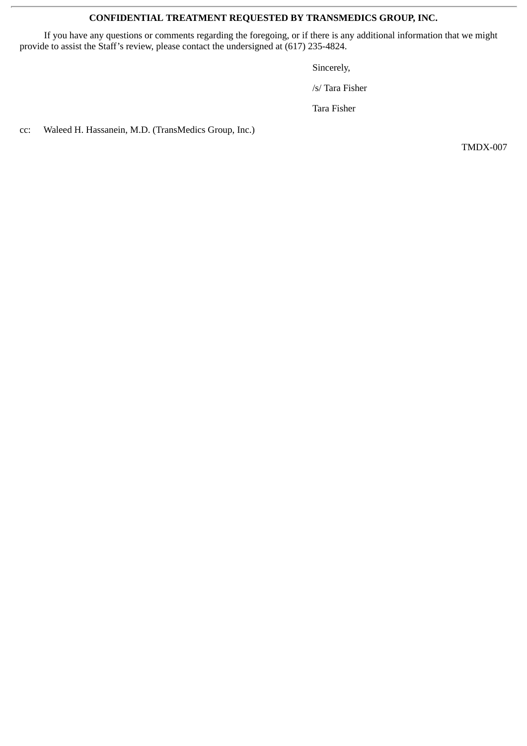**CONFIDENTIAL TREATMENT REQUESTED BY TRANSMEDICS GROUP, INC.**

If you have any questions or comments regarding the foregoing, or if there is any additional information that we might provide to assist the Staff's review, please contact the undersigned at (617) 235-4824.

Sincerely,

/s/ Tara Fisher

Tara Fisher

cc: Waleed H. Hassanein, M.D. (TransMedics Group, Inc.)

TMDX-007